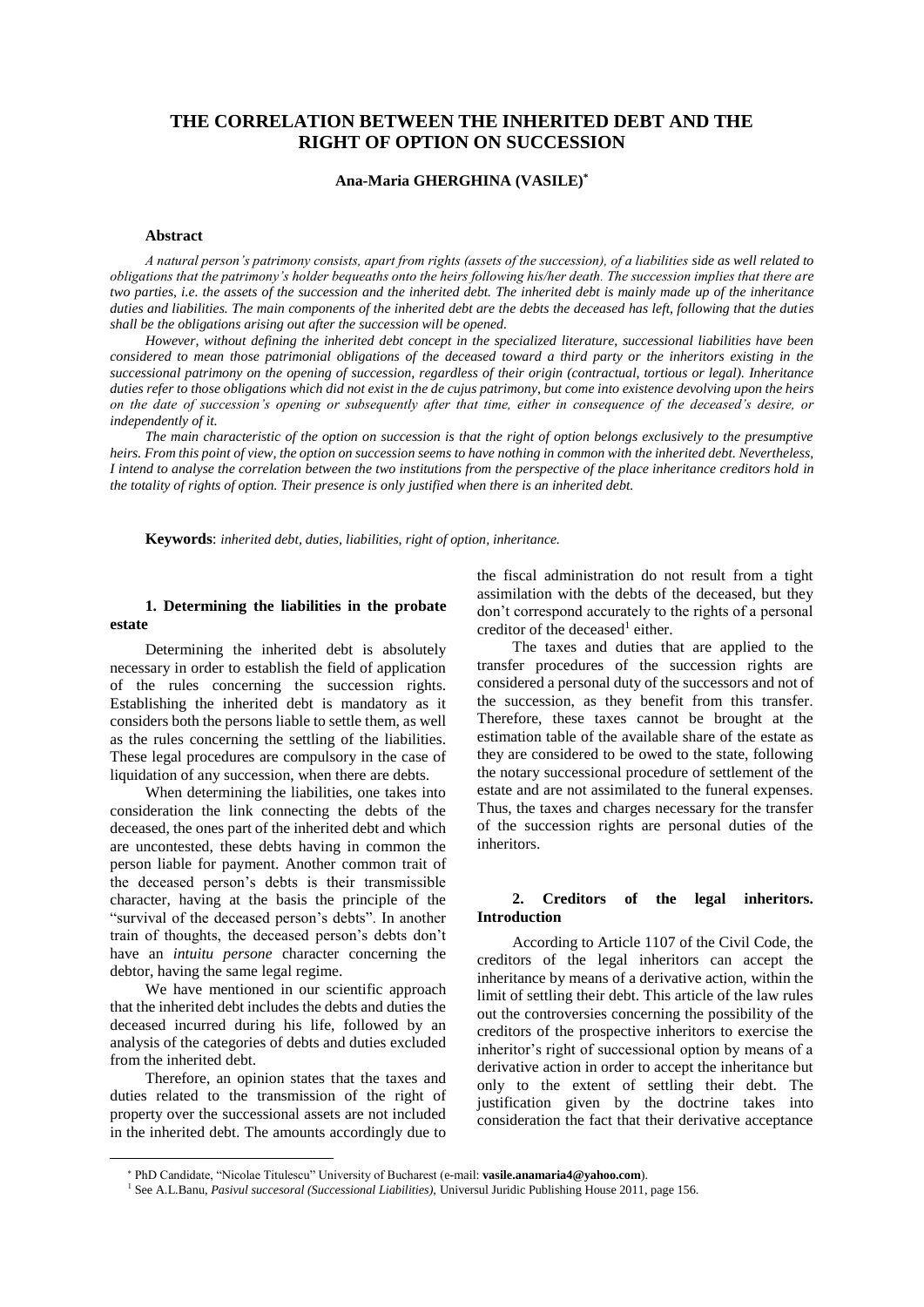# THE CORRELATION BETWEEN THE INHERITED DEBT AND THE RIGHT OF OPTION ON SUCCESSION

**Ana-Maria GHERGHINA (VASILE)***

### Abstract

*A natural person's patrimony consists, apart from rights (assets of the succession), of a liabilities side as well related to obligations that the patrimony's holder bequeaths onto the heirs following his/her death. The succession implies that there are two parties, i.e. the assets of the succession and the inherited debt. The inherited debt is mainly made up of the inheritance duties and liabilities. The main components of the inherited debt are the debts the deceased has left, following that the duties shall be the obligations arising out after the succession will be opened.*

*However, without defining the inherited debt concept in the specialized literature, successional liabilities have been considered to mean those patrimonial obligations of the deceased toward a third party or the inheritors existing in the successional patrimony on the opening of succession, regardless of their origin (contractual, tortious or legal). Inheritance duties refer to those obligations which did not exist in the de cujus patrimony, but come into existence devolving upon the heirs on the date of succession's opening or subsequently after that time, either in consequence of the deceased's desire, or independently of it.*

*The main characteristic of the option on succession is that the right of option belongs exclusively to the presumptive heirs. From this point of view, the option on succession seems to have nothing in common with the inherited debt. Nevertheless, I intend to analyse the correlation between the two institutions from the perspective of the place inheritance creditors hold in the totality of rights of option. Their presence is only justified when there is an inherited debt.*

**Keywords**: *inherited debt, duties, liabilities, right of option, inheritance.*

## 1. Determining the liabilities in the probate estate

Determining the inherited debt is absolutely necessary in order to establish the field of application of the rules concerning the succession rights. Establishing the inherited debt is mandatory as it considers both the persons liable to settle them, as well as the rules concerning the settling of the liabilities. These legal procedures are compulsory in the case of liquidation of any succession, when there are debts.

When determining the liabilities, one takes into consideration the link connecting the debts of the deceased, the ones part of the inherited debt and which are uncontested, these debts having in common the person liable for payment. Another common trait of the deceased person's debts is their transmissible character, having at the basis the principle of the "survival of the deceased person's debts". In another train of thoughts, the deceased person's debts don't have an *intuitu persone* character concerning the debtor, having the same legal regime.

We have mentioned in our scientific approach that the inherited debt includes the debts and duties the deceased incurred during his life, followed by an analysis of the categories of debts and duties excluded from the inherited debt.

Therefore, an opinion states that the taxes and duties related to the transmission of the right of property over the successional assets are not included in the inherited debt. The amounts accordingly due to the fiscal administration do not result from a tight assimilation with the debts of the deceased, but they don't correspond accurately to the rights of a personal creditor of the deceased[1] either.

The taxes and duties that are applied to the transfer procedures of the succession rights are considered a personal duty of the successors and not of the succession, as they benefit from this transfer. Therefore, these taxes cannot be brought at the estimation table of the available share of the estate as they are considered to be owed to the state, following the notary successional procedure of settlement of the estate and are not assimilated to the funeral expenses. Thus, the taxes and charges necessary for the transfer of the succession rights are personal duties of the inheritors.

## 2. Creditors of the legal inheritors. Introduction

According to Article 1107 of the Civil Code, the creditors of the legal inheritors can accept the inheritance by means of a derivative action, within the limit of settling their debt. This article of the law rules out the controversies concerning the possibility of the creditors of the prospective inheritors to exercise the inheritor's right of successional option by means of a derivative action in order to accept the inheritance but only to the extent of settling their debt. The justification given by the doctrine takes into consideration the fact that their derivative acceptance

---

* PhD Candidate, "Nicolae Titulescu" University of Bucharest (e-mail: **vasile.anamaria4@yahoo.com**).

[1] See A.L.Banu, *Pasivul succesoral (Successional Liabilities)*, Universul Juridic Publishing House 2011, page 156.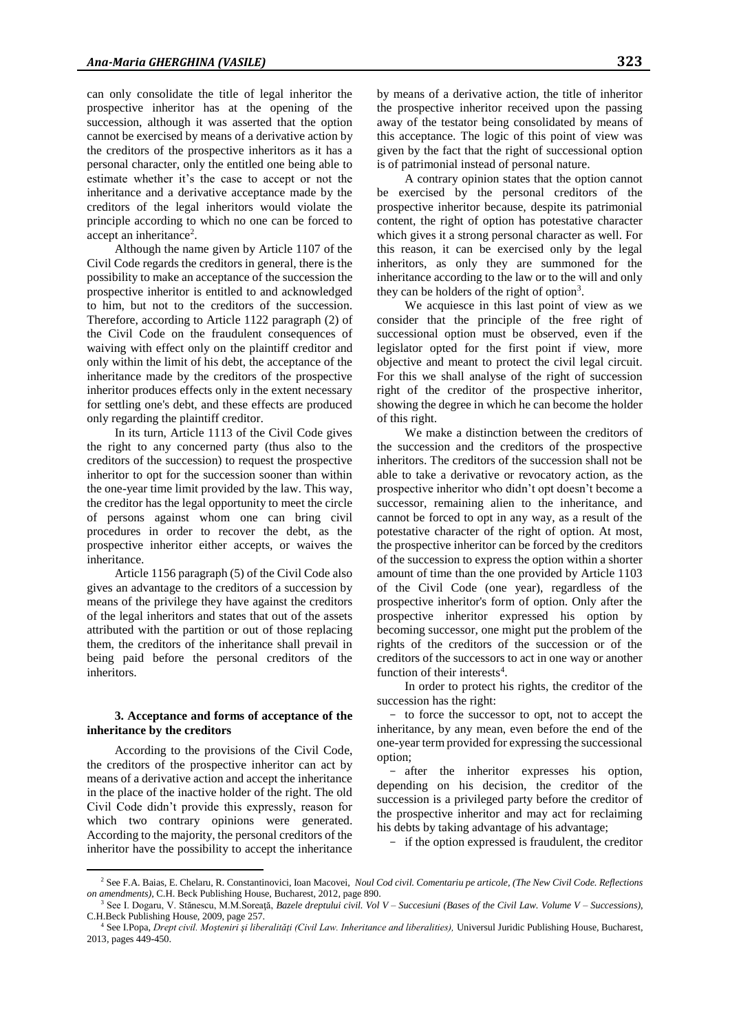can only consolidate the title of legal inheritor the prospective inheritor has at the opening of the succession, although it was asserted that the option cannot be exercised by means of a derivative action by the creditors of the prospective inheritors as it has a personal character, only the entitled one being able to estimate whether it's the case to accept or not the inheritance and a derivative acceptance made by the creditors of the legal inheritors would violate the principle according to which no one can be forced to accept an inheritance[2].

Although the name given by Article 1107 of the Civil Code regards the creditors in general, there is the possibility to make an acceptance of the succession the prospective inheritor is entitled to and acknowledged to him, but not to the creditors of the succession. Therefore, according to Article 1122 paragraph (2) of the Civil Code on the fraudulent consequences of waiving with effect only on the plaintiff creditor and only within the limit of his debt, the acceptance of the inheritance made by the creditors of the prospective inheritor produces effects only in the extent necessary for settling one's debt, and these effects are produced only regarding the plaintiff creditor.

In its turn, Article 1113 of the Civil Code gives the right to any concerned party (thus also to the creditors of the succession) to request the prospective inheritor to opt for the succession sooner than within the one-year time limit provided by the law. This way, the creditor has the legal opportunity to meet the circle of persons against whom one can bring civil procedures in order to recover the debt, as the prospective inheritor either accepts, or waives the inheritance.

Article 1156 paragraph (5) of the Civil Code also gives an advantage to the creditors of a succession by means of the privilege they have against the creditors of the legal inheritors and states that out of the assets attributed with the partition or out of those replacing them, the creditors of the inheritance shall prevail in being paid before the personal creditors of the inheritors.

### 3. Acceptance and forms of acceptance of the inheritance by the creditors

According to the provisions of the Civil Code, the creditors of the prospective inheritor can act by means of a derivative action and accept the inheritance in the place of the inactive holder of the right. The old Civil Code didn't provide this expressly, reason for which two contrary opinions were generated. According to the majority, the personal creditors of the inheritor have the possibility to accept the inheritance by means of a derivative action, the title of inheritor the prospective inheritor received upon the passing away of the testator being consolidated by means of this acceptance. The logic of this point of view was given by the fact that the right of successional option is of patrimonial instead of personal nature.

A contrary opinion states that the option cannot be exercised by the personal creditors of the prospective inheritor because, despite its patrimonial content, the right of option has potestative character which gives it a strong personal character as well. For this reason, it can be exercised only by the legal inheritors, as only they are summoned for the inheritance according to the law or to the will and only they can be holders of the right of option[3].

We acquiesce in this last point of view as we consider that the principle of the free right of successional option must be observed, even if the legislator opted for the first point if view, more objective and meant to protect the civil legal circuit. For this we shall analyse of the right of succession right of the creditor of the prospective inheritor, showing the degree in which he can become the holder of this right.

We make a distinction between the creditors of the succession and the creditors of the prospective inheritors. The creditors of the succession shall not be able to take a derivative or revocatory action, as the prospective inheritor who didn't opt doesn't become a successor, remaining alien to the inheritance, and cannot be forced to opt in any way, as a result of the potestative character of the right of option. At most, the prospective inheritor can be forced by the creditors of the succession to express the option within a shorter amount of time than the one provided by Article 1103 of the Civil Code (one year), regardless of the prospective inheritor's form of option. Only after the prospective inheritor expressed his option by becoming successor, one might put the problem of the rights of the creditors of the succession or of the creditors of the successors to act in one way or another function of their interests[4].

In order to protect his rights, the creditor of the succession has the right:

- to force the successor to opt, not to accept the inheritance, by any mean, even before the end of the one-year term provided for expressing the successional option;
- after the inheritor expresses his option, depending on his decision, the creditor of the succession is a privileged party before the creditor of the prospective inheritor and may act for reclaiming his debts by taking advantage of his advantage;
- if the option expressed is fraudulent, the creditor

---

[2] See F.A. Baias, E. Chelaru, R. Constantinovici, Ioan Macovei, *Noul Cod civil. Comentariu pe articole, (The New Civil Code. Reflections on amendments)*, C.H. Beck Publishing House, Bucharest, 2012, page 890.

[3] See I. Dogaru, V. Stănescu, M.M.Soreaţă, *Bazele dreptului civil. Vol V – Succesiuni (Bases of the Civil Law. Volume V – Successions)*, C.H.Beck Publishing House, 2009, page 257.

[4] See I.Popa, *Drept civil. Moşteniri şi liberalităţi (Civil Law. Inheritance and liberalities),* Universul Juridic Publishing House, Bucharest, 2013, pages 449-450.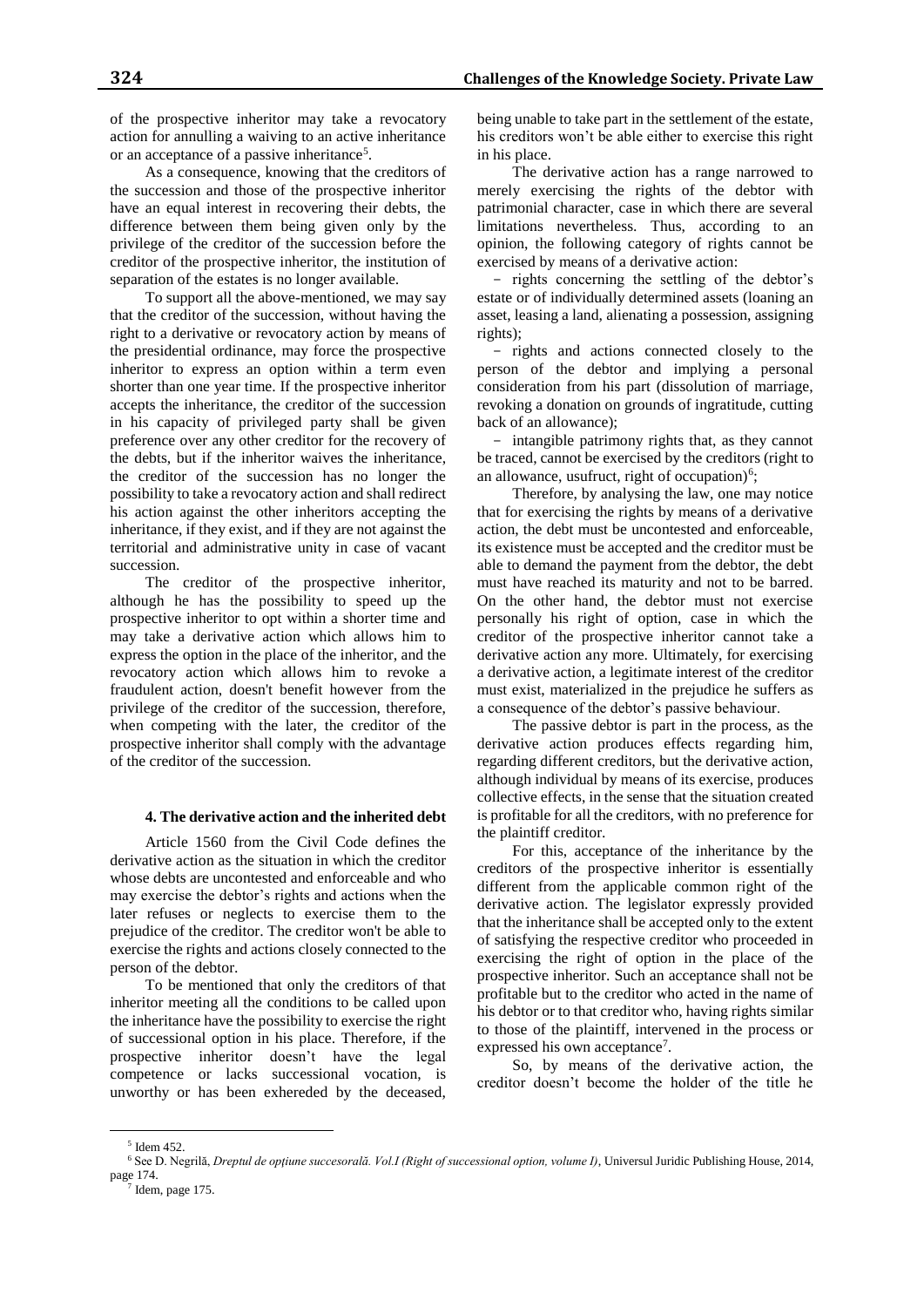of the prospective inheritor may take a revocatory action for annulling a waiving to an active inheritance or an acceptance of a passive inheritance[5].

As a consequence, knowing that the creditors of the succession and those of the prospective inheritor have an equal interest in recovering their debts, the difference between them being given only by the privilege of the creditor of the succession before the creditor of the prospective inheritor, the institution of separation of the estates is no longer available.

To support all the above-mentioned, we may say that the creditor of the succession, without having the right to a derivative or revocatory action by means of the presidential ordinance, may force the prospective inheritor to express an option within a term even shorter than one year time. If the prospective inheritor accepts the inheritance, the creditor of the succession in his capacity of privileged party shall be given preference over any other creditor for the recovery of the debts, but if the inheritor waives the inheritance, the creditor of the succession has no longer the possibility to take a revocatory action and shall redirect his action against the other inheritors accepting the inheritance, if they exist, and if they are not against the territorial and administrative unity in case of vacant succession.

The creditor of the prospective inheritor, although he has the possibility to speed up the prospective inheritor to opt within a shorter time and may take a derivative action which allows him to express the option in the place of the inheritor, and the revocatory action which allows him to revoke a fraudulent action, doesn't benefit however from the privilege of the creditor of the succession, therefore, when competing with the later, the creditor of the prospective inheritor shall comply with the advantage of the creditor of the succession.

### 4. The derivative action and the inherited debt

Article 1560 from the Civil Code defines the derivative action as the situation in which the creditor whose debts are uncontested and enforceable and who may exercise the debtor's rights and actions when the later refuses or neglects to exercise them to the prejudice of the creditor. The creditor won't be able to exercise the rights and actions closely connected to the person of the debtor.

To be mentioned that only the creditors of that inheritor meeting all the conditions to be called upon the inheritance have the possibility to exercise the right of successional option in his place. Therefore, if the prospective inheritor doesn't have the legal competence or lacks successional vocation, is unworthy or has been exhereded by the deceased, being unable to take part in the settlement of the estate, his creditors won't be able either to exercise this right in his place.

The derivative action has a range narrowed to merely exercising the rights of the debtor with patrimonial character, case in which there are several limitations nevertheless. Thus, according to an opinion, the following category of rights cannot be exercised by means of a derivative action:

- rights concerning the settling of the debtor's estate or of individually determined assets (loaning an asset, leasing a land, alienating a possession, assigning rights);
- rights and actions connected closely to the person of the debtor and implying a personal consideration from his part (dissolution of marriage, revoking a donation on grounds of ingratitude, cutting back of an allowance);
- intangible patrimony rights that, as they cannot be traced, cannot be exercised by the creditors (right to an allowance, usufruct, right of occupation)[6];

Therefore, by analysing the law, one may notice that for exercising the rights by means of a derivative action, the debt must be uncontested and enforceable, its existence must be accepted and the creditor must be able to demand the payment from the debtor, the debt must have reached its maturity and not to be barred. On the other hand, the debtor must not exercise personally his right of option, case in which the creditor of the prospective inheritor cannot take a derivative action any more. Ultimately, for exercising a derivative action, a legitimate interest of the creditor must exist, materialized in the prejudice he suffers as a consequence of the debtor's passive behaviour.

The passive debtor is part in the process, as the derivative action produces effects regarding him, regarding different creditors, but the derivative action, although individual by means of its exercise, produces collective effects, in the sense that the situation created is profitable for all the creditors, with no preference for the plaintiff creditor.

For this, acceptance of the inheritance by the creditors of the prospective inheritor is essentially different from the applicable common right of the derivative action. The legislator expressly provided that the inheritance shall be accepted only to the extent of satisfying the respective creditor who proceeded in exercising the right of option in the place of the prospective inheritor. Such an acceptance shall not be profitable but to the creditor who acted in the name of his debtor or to that creditor who, having rights similar to those of the plaintiff, intervened in the process or expressed his own acceptance[7].

So, by means of the derivative action, the creditor doesn't become the holder of the title he

---

[5] Idem 452.

[6] See D. Negrilă, *Dreptul de opţiune succesorală. Vol.I (Right of successional option, volume I)*, Universul Juridic Publishing House, 2014, page 174.

[7] Idem, page 175.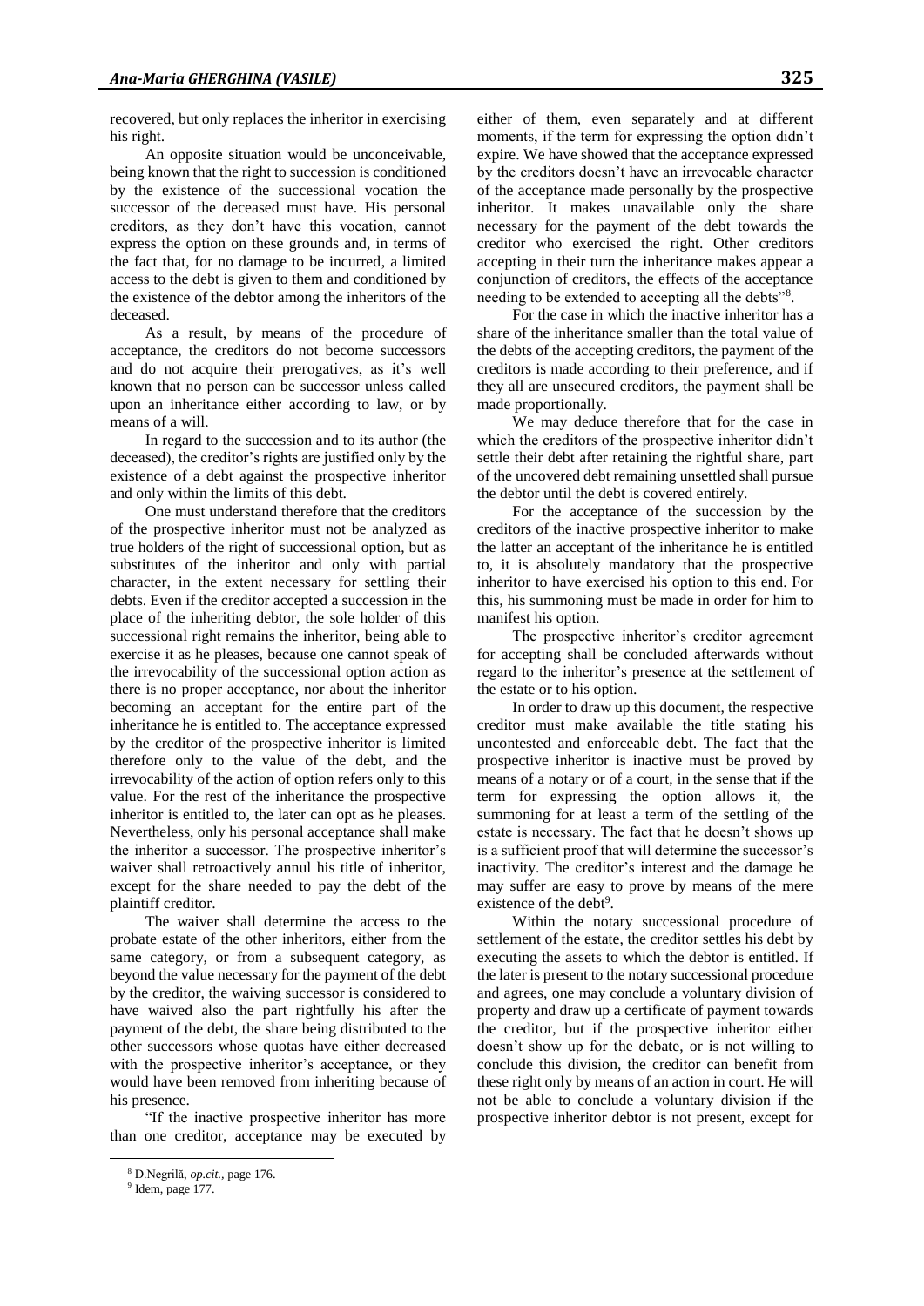recovered, but only replaces the inheritor in exercising his right.

An opposite situation would be unconceivable, being known that the right to succession is conditioned by the existence of the successional vocation the successor of the deceased must have. His personal creditors, as they don't have this vocation, cannot express the option on these grounds and, in terms of the fact that, for no damage to be incurred, a limited access to the debt is given to them and conditioned by the existence of the debtor among the inheritors of the deceased.

As a result, by means of the procedure of acceptance, the creditors do not become successors and do not acquire their prerogatives, as it's well known that no person can be successor unless called upon an inheritance either according to law, or by means of a will.

In regard to the succession and to its author (the deceased), the creditor's rights are justified only by the existence of a debt against the prospective inheritor and only within the limits of this debt.

One must understand therefore that the creditors of the prospective inheritor must not be analyzed as true holders of the right of successional option, but as substitutes of the inheritor and only with partial character, in the extent necessary for settling their debts. Even if the creditor accepted a succession in the place of the inheriting debtor, the sole holder of this successional right remains the inheritor, being able to exercise it as he pleases, because one cannot speak of the irrevocability of the successional option action as there is no proper acceptance, nor about the inheritor becoming an acceptant for the entire part of the inheritance he is entitled to. The acceptance expressed by the creditor of the prospective inheritor is limited therefore only to the value of the debt, and the irrevocability of the action of option refers only to this value. For the rest of the inheritance the prospective inheritor is entitled to, the later can opt as he pleases. Nevertheless, only his personal acceptance shall make the inheritor a successor. The prospective inheritor's waiver shall retroactively annul his title of inheritor, except for the share needed to pay the debt of the plaintiff creditor.

The waiver shall determine the access to the probate estate of the other inheritors, either from the same category, or from a subsequent category, as beyond the value necessary for the payment of the debt by the creditor, the waiving successor is considered to have waived also the part rightfully his after the payment of the debt, the share being distributed to the other successors whose quotas have either decreased with the prospective inheritor's acceptance, or they would have been removed from inheriting because of his presence.

"If the inactive prospective inheritor has more than one creditor, acceptance may be executed by either of them, even separately and at different moments, if the term for expressing the option didn't expire. We have showed that the acceptance expressed by the creditors doesn't have an irrevocable character of the acceptance made personally by the prospective inheritor. It makes unavailable only the share necessary for the payment of the debt towards the creditor who exercised the right. Other creditors accepting in their turn the inheritance makes appear a conjunction of creditors, the effects of the acceptance needing to be extended to accepting all the debts"[8].

For the case in which the inactive inheritor has a share of the inheritance smaller than the total value of the debts of the accepting creditors, the payment of the creditors is made according to their preference, and if they all are unsecured creditors, the payment shall be made proportionally.

We may deduce therefore that for the case in which the creditors of the prospective inheritor didn't settle their debt after retaining the rightful share, part of the uncovered debt remaining unsettled shall pursue the debtor until the debt is covered entirely.

For the acceptance of the succession by the creditors of the inactive prospective inheritor to make the latter an acceptant of the inheritance he is entitled to, it is absolutely mandatory that the prospective inheritor to have exercised his option to this end. For this, his summoning must be made in order for him to manifest his option.

The prospective inheritor's creditor agreement for accepting shall be concluded afterwards without regard to the inheritor's presence at the settlement of the estate or to his option.

In order to draw up this document, the respective creditor must make available the title stating his uncontested and enforceable debt. The fact that the prospective inheritor is inactive must be proved by means of a notary or of a court, in the sense that if the term for expressing the option allows it, the summoning for at least a term of the settling of the estate is necessary. The fact that he doesn't shows up is a sufficient proof that will determine the successor's inactivity. The creditor's interest and the damage he may suffer are easy to prove by means of the mere existence of the debt[9].

Within the notary successional procedure of settlement of the estate, the creditor settles his debt by executing the assets to which the debtor is entitled. If the later is present to the notary successional procedure and agrees, one may conclude a voluntary division of property and draw up a certificate of payment towards the creditor, but if the prospective inheritor either doesn't show up for the debate, or is not willing to conclude this division, the creditor can benefit from these right only by means of an action in court. He will not be able to conclude a voluntary division if the prospective inheritor debtor is not present, except for

---

[8] D.Negrilă, *op.cit.*, page 176.

[9] Idem, page 177.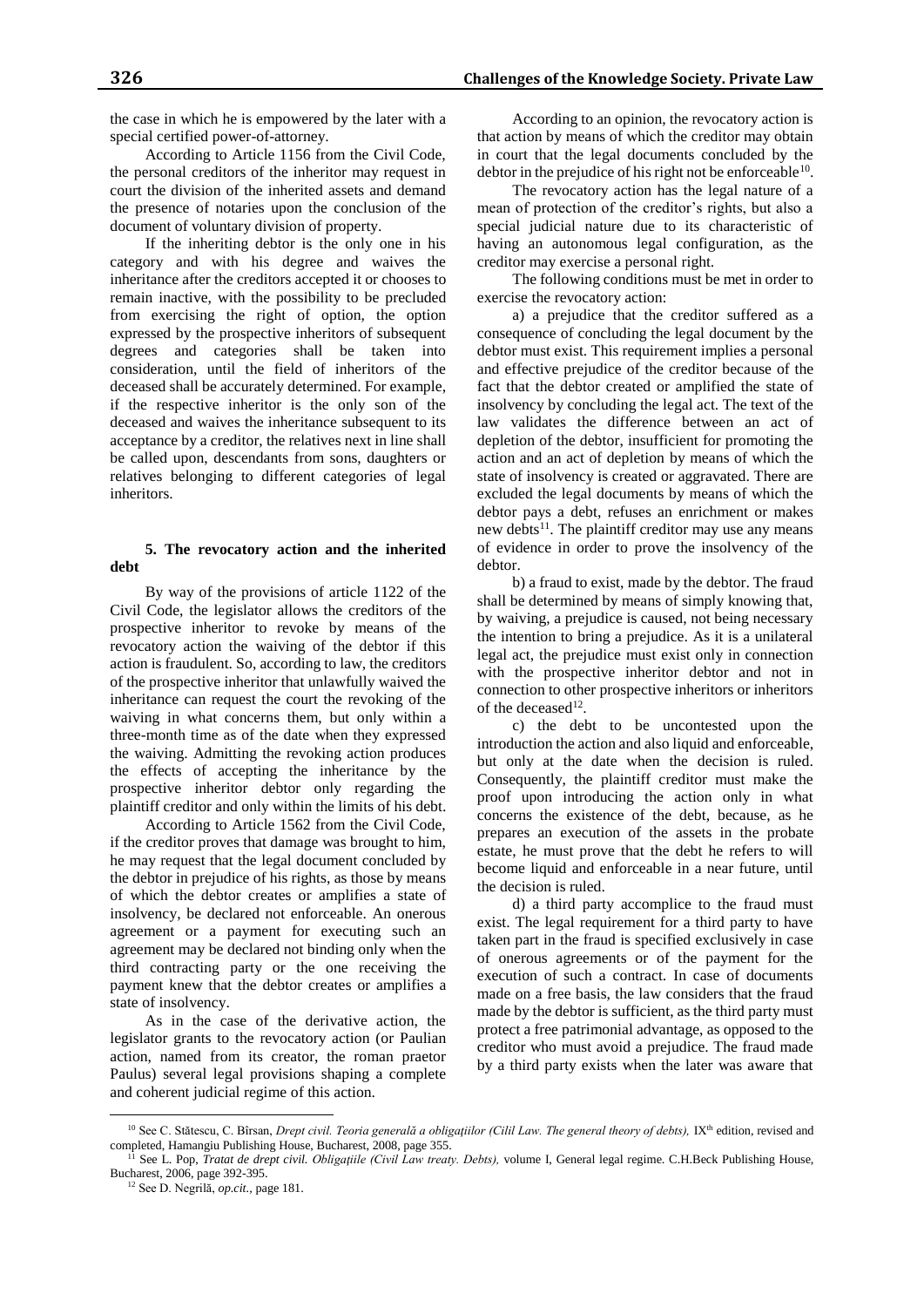the case in which he is empowered by the later with a special certified power-of-attorney.

According to Article 1156 from the Civil Code, the personal creditors of the inheritor may request in court the division of the inherited assets and demand the presence of notaries upon the conclusion of the document of voluntary division of property.

If the inheriting debtor is the only one in his category and with his degree and waives the inheritance after the creditors accepted it or chooses to remain inactive, with the possibility to be precluded from exercising the right of option, the option expressed by the prospective inheritors of subsequent degrees and categories shall be taken into consideration, until the field of inheritors of the deceased shall be accurately determined. For example, if the respective inheritor is the only son of the deceased and waives the inheritance subsequent to its acceptance by a creditor, the relatives next in line shall be called upon, descendants from sons, daughters or relatives belonging to different categories of legal inheritors.

## 5. The revocatory action and the inherited debt

By way of the provisions of article 1122 of the Civil Code, the legislator allows the creditors of the prospective inheritor to revoke by means of the revocatory action the waiving of the debtor if this action is fraudulent. So, according to law, the creditors of the prospective inheritor that unlawfully waived the inheritance can request the court the revoking of the waiving in what concerns them, but only within a three-month time as of the date when they expressed the waiving. Admitting the revoking action produces the effects of accepting the inheritance by the prospective inheritor debtor only regarding the plaintiff creditor and only within the limits of his debt.

According to Article 1562 from the Civil Code, if the creditor proves that damage was brought to him, he may request that the legal document concluded by the debtor in prejudice of his rights, as those by means of which the debtor creates or amplifies a state of insolvency, be declared not enforceable. An onerous agreement or a payment for executing such an agreement may be declared not binding only when the third contracting party or the one receiving the payment knew that the debtor creates or amplifies a state of insolvency.

As in the case of the derivative action, the legislator grants to the revocatory action (or Paulian action, named from its creator, the roman praetor Paulus) several legal provisions shaping a complete and coherent judicial regime of this action.

According to an opinion, the revocatory action is that action by means of which the creditor may obtain in court that the legal documents concluded by the debtor in the prejudice of his right not be enforceable[10].

The revocatory action has the legal nature of a mean of protection of the creditor's rights, but also a special judicial nature due to its characteristic of having an autonomous legal configuration, as the creditor may exercise a personal right.

The following conditions must be met in order to exercise the revocatory action:

a) a prejudice that the creditor suffered as a consequence of concluding the legal document by the debtor must exist. This requirement implies a personal and effective prejudice of the creditor because of the fact that the debtor created or amplified the state of insolvency by concluding the legal act. The text of the law validates the difference between an act of depletion of the debtor, insufficient for promoting the action and an act of depletion by means of which the state of insolvency is created or aggravated. There are excluded the legal documents by means of which the debtor pays a debt, refuses an enrichment or makes new debts[11]. The plaintiff creditor may use any means of evidence in order to prove the insolvency of the debtor.

b) a fraud to exist, made by the debtor. The fraud shall be determined by means of simply knowing that, by waiving, a prejudice is caused, not being necessary the intention to bring a prejudice. As it is a unilateral legal act, the prejudice must exist only in connection with the prospective inheritor debtor and not in connection to other prospective inheritors or inheritors of the deceased[12].

c) the debt to be uncontested upon the introduction the action and also liquid and enforceable, but only at the date when the decision is ruled. Consequently, the plaintiff creditor must make the proof upon introducing the action only in what concerns the existence of the debt, because, as he prepares an execution of the assets in the probate estate, he must prove that the debt he refers to will become liquid and enforceable in a near future, until the decision is ruled.

d) a third party accomplice to the fraud must exist. The legal requirement for a third party to have taken part in the fraud is specified exclusively in case of onerous agreements or of the payment for the execution of such a contract. In case of documents made on a free basis, the law considers that the fraud made by the debtor is sufficient, as the third party must protect a free patrimonial advantage, as opposed to the creditor who must avoid a prejudice. The fraud made by a third party exists when the later was aware that

---

[10] See C. Stătescu, C. Bîrsan, *Drept civil. Teoria generală a obligaţiilor (Cilil Law. The general theory of debts),* IX[th] edition, revised and completed, Hamangiu Publishing House, Bucharest, 2008, page 355.

[11] See L. Pop, *Tratat de drept civil. Obligaţiile (Civil Law treaty. Debts),* volume I, General legal regime. C.H.Beck Publishing House, Bucharest, 2006, page 392-395.

[12] See D. Negrilă, *op.cit.*, page 181.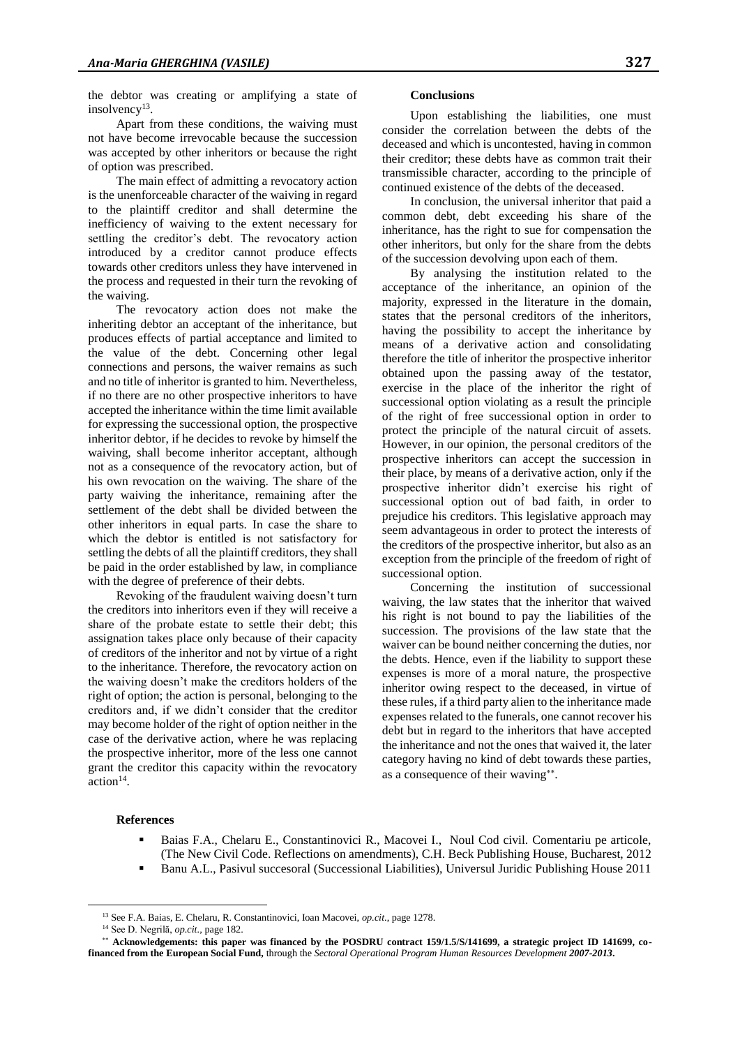the debtor was creating or amplifying a state of insolvency[13].

Apart from these conditions, the waiving must not have become irrevocable because the succession was accepted by other inheritors or because the right of option was prescribed.

The main effect of admitting a revocatory action is the unenforceable character of the waiving in regard to the plaintiff creditor and shall determine the inefficiency of waiving to the extent necessary for settling the creditor's debt. The revocatory action introduced by a creditor cannot produce effects towards other creditors unless they have intervened in the process and requested in their turn the revoking of the waiving.

The revocatory action does not make the inheriting debtor an acceptant of the inheritance, but produces effects of partial acceptance and limited to the value of the debt. Concerning other legal connections and persons, the waiver remains as such and no title of inheritor is granted to him. Nevertheless, if no there are no other prospective inheritors to have accepted the inheritance within the time limit available for expressing the successional option, the prospective inheritor debtor, if he decides to revoke by himself the waiving, shall become inheritor acceptant, although not as a consequence of the revocatory action, but of his own revocation on the waiving. The share of the party waiving the inheritance, remaining after the settlement of the debt shall be divided between the other inheritors in equal parts. In case the share to which the debtor is entitled is not satisfactory for settling the debts of all the plaintiff creditors, they shall be paid in the order established by law, in compliance with the degree of preference of their debts.

Revoking of the fraudulent waiving doesn't turn the creditors into inheritors even if they will receive a share of the probate estate to settle their debt; this assignation takes place only because of their capacity of creditors of the inheritor and not by virtue of a right to the inheritance. Therefore, the revocatory action on the waiving doesn't make the creditors holders of the right of option; the action is personal, belonging to the creditors and, if we didn't consider that the creditor may become holder of the right of option neither in the case of the derivative action, where he was replacing the prospective inheritor, more of the less one cannot grant the creditor this capacity within the revocatory action[14].

**Conclusions**

Upon establishing the liabilities, one must consider the correlation between the debts of the deceased and which is uncontested, having in common their creditor; these debts have as common trait their transmissible character, according to the principle of continued existence of the debts of the deceased.

In conclusion, the universal inheritor that paid a common debt, debt exceeding his share of the inheritance, has the right to sue for compensation the other inheritors, but only for the share from the debts of the succession devolving upon each of them.

By analysing the institution related to the acceptance of the inheritance, an opinion of the majority, expressed in the literature in the domain, states that the personal creditors of the inheritors, having the possibility to accept the inheritance by means of a derivative action and consolidating therefore the title of inheritor the prospective inheritor obtained upon the passing away of the testator, exercise in the place of the inheritor the right of successional option violating as a result the principle of the right of free successional option in order to protect the principle of the natural circuit of assets. However, in our opinion, the personal creditors of the prospective inheritors can accept the succession in their place, by means of a derivative action, only if the prospective inheritor didn't exercise his right of successional option out of bad faith, in order to prejudice his creditors. This legislative approach may seem advantageous in order to protect the interests of the creditors of the prospective inheritor, but also as an exception from the principle of the freedom of right of successional option.

Concerning the institution of successional waiving, the law states that the inheritor that waived his right is not bound to pay the liabilities of the succession. The provisions of the law state that the waiver can be bound neither concerning the duties, nor the debts. Hence, even if the liability to support these expenses is more of a moral nature, the prospective inheritor owing respect to the deceased, in virtue of these rules, if a third party alien to the inheritance made expenses related to the funerals, one cannot recover his debt but in regard to the inheritors that have accepted the inheritance and not the ones that waived it, the later category having no kind of debt towards these parties, as a consequence of their waving[\*\*].

**References**

- Baias F.A., Chelaru E., Constantinovici R., Macovei I., Noul Cod civil. Comentariu pe articole, (The New Civil Code. Reflections on amendments), C.H. Beck Publishing House, Bucharest, 2012
- Banu A.L., Pasivul succesoral (Successional Liabilities), Universul Juridic Publishing House 2011

---

[13] See F.A. Baias, E. Chelaru, R. Constantinovici, Ioan Macovei, *op.cit.*, page 1278.

[14] See D. Negrilă, *op.cit.*, page 182.

[\*\*] **Acknowledgements: this paper was financed by the POSDRU contract 159/1.5/S/141699, a strategic project ID 141699, co-financed from the European Social Fund,** through the *Sectoral Operational Program Human Resources Development* ***2007-2013***.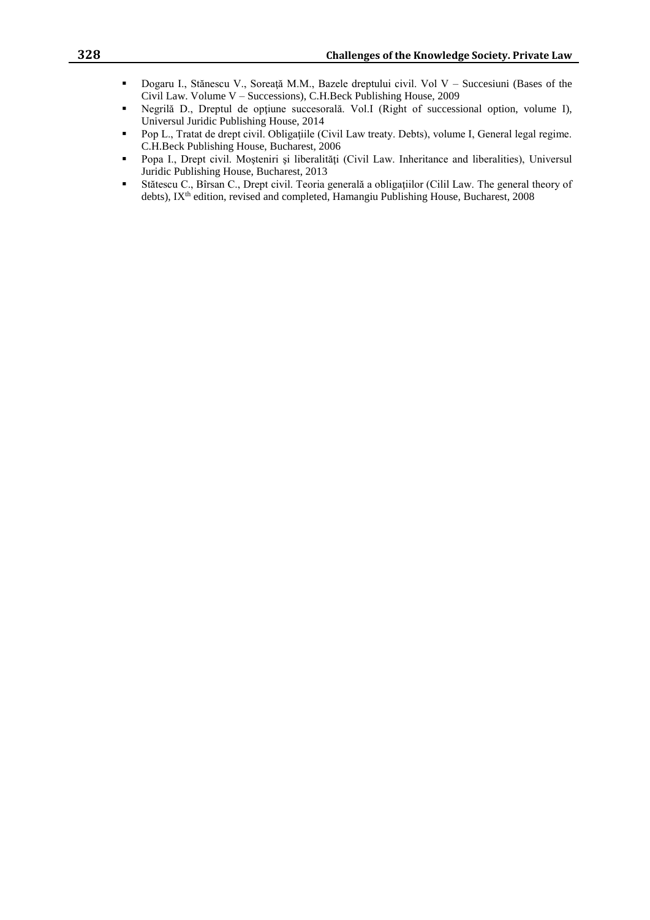- Dogaru I., Stănescu V., Soreață M.M., Bazele dreptului civil. Vol V – Succesiuni (Bases of the Civil Law. Volume V – Successions), C.H.Beck Publishing House, 2009
- Negrilă D., Dreptul de opțiune succesorală. Vol.I (Right of successional option, volume I), Universul Juridic Publishing House, 2014
- Pop L., Tratat de drept civil. Obligațiile (Civil Law treaty. Debts), volume I, General legal regime. C.H.Beck Publishing House, Bucharest, 2006
- Popa I., Drept civil. Moșteniri și liberalități (Civil Law. Inheritance and liberalities), Universul Juridic Publishing House, Bucharest, 2013
- Stătescu C., Bîrsan C., Drept civil. Teoria generală a obligațiilor (Cilil Law. The general theory of debts), IX[th] edition, revised and completed, Hamangiu Publishing House, Bucharest, 2008